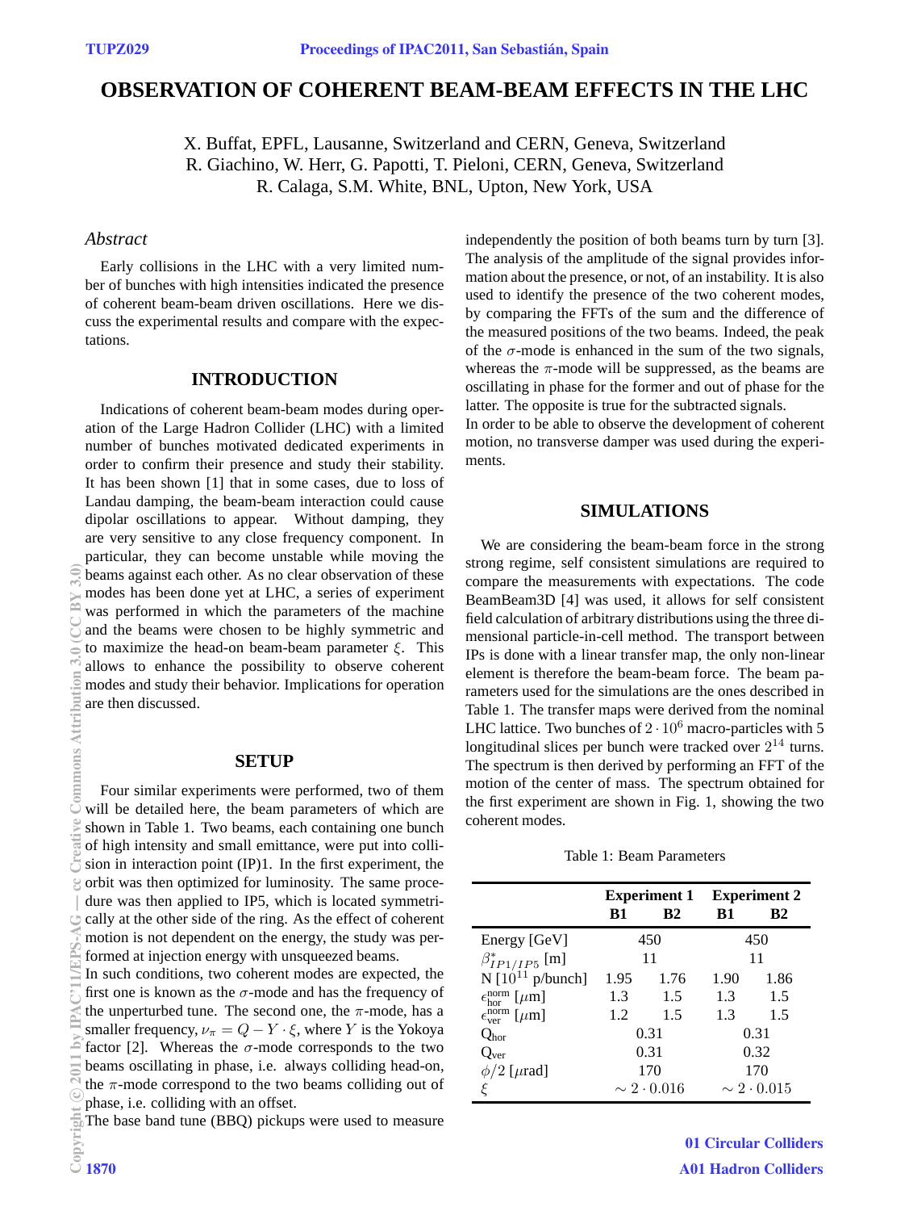# OBSERVATION OF COHERENT BEAM-BEAM EFFECTS IN THE LHC

X. Buffat, EPFL, Lausanne, Switzerland and CERN, Geneva, Switzerland
R. Giachino, W. Herr, G. Papotti, T. Pieloni, CERN, Geneva, Switzerland
R. Calaga, S.M. White, BNL, Upton, New York, USA

## *Abstract*

Early collisions in the LHC with a very limited number of bunches with high intensities indicated the presence of coherent beam-beam driven oscillations. Here we discuss the experimental results and compare with the expectations.

## INTRODUCTION

Indications of coherent beam-beam modes during operation of the Large Hadron Collider (LHC) with a limited number of bunches motivated dedicated experiments in order to confirm their presence and study their stability. It has been shown [1] that in some cases, due to loss of Landau damping, the beam-beam interaction could cause dipolar oscillations to appear. Without damping, they are very sensitive to any close frequency component. In particular, they can become unstable while moving the beams against each other. As no clear observation of these modes has been done yet at LHC, a series of experiment was performed in which the parameters of the machine and the beams were chosen to be highly symmetric and to maximize the head-on beam-beam parameter $\xi$. This allows to enhance the possibility to observe coherent modes and study their behavior. Implications for operation are then discussed.

## SETUP

Four similar experiments were performed, two of them will be detailed here, the beam parameters of which are shown in Table 1. Two beams, each containing one bunch of high intensity and small emittance, were put into collision in interaction point (IP)1. In the first experiment, the orbit was then optimized for luminosity. The same procedure was then applied to IP5, which is located symmetrically at the other side of the ring. As the effect of coherent motion is not dependent on the energy, the study was performed at injection energy with unsqueezed beams.

In such conditions, two coherent modes are expected, the first one is known as the $\sigma$-mode and has the frequency of the unperturbed tune. The second one, the $\pi$-mode, has a smaller frequency, $\nu_\pi = Q - Y \cdot \xi$, where $Y$ is the Yokoya factor [2]. Whereas the $\sigma$-mode corresponds to the two beams oscillating in phase, i.e. always colliding head-on, the $\pi$-mode correspond to the two beams colliding out of phase, i.e. colliding with an offset.

The base band tune (BBQ) pickups were used to measure independently the position of both beams turn by turn [3]. The analysis of the amplitude of the signal provides information about the presence, or not, of an instability. It is also used to identify the presence of the two coherent modes, by comparing the FFTs of the sum and the difference of the measured positions of the two beams. Indeed, the peak of the $\sigma$-mode is enhanced in the sum of the two signals, whereas the $\pi$-mode will be suppressed, as the beams are oscillating in phase for the former and out of phase for the latter. The opposite is true for the subtracted signals.

In order to be able to observe the development of coherent motion, no transverse damper was used during the experiments.

## SIMULATIONS

We are considering the beam-beam force in the strong strong regime, self consistent simulations are required to compare the measurements with expectations. The code BeamBeam3D [4] was used, it allows for self consistent field calculation of arbitrary distributions using the three dimensional particle-in-cell method. The transport between IPs is done with a linear transfer map, the only non-linear element is therefore the beam-beam force. The beam parameters used for the simulations are the ones described in Table 1. The transfer maps were derived from the nominal LHC lattice. Two bunches of $2 \cdot 10^6$ macro-particles with 5 longitudinal slices per bunch were tracked over $2^{14}$ turns. The spectrum is then derived by performing an FFT of the motion of the center of mass. The spectrum obtained for the first experiment are shown in Fig. 1, showing the two coherent modes.

Table 1: Beam Parameters

| | Experiment 1 | | Experiment 2 | |
|---|---|---|---|---|
| | B1 | B2 | B1 | B2 |
| Energy [GeV] | 450 | | 450 | |
| $\beta^*_{IP1/IP5}$ [m] | 11 | | 11 | |
| N [$10^{11}$ p/bunch] | 1.95 | 1.76 | 1.90 | 1.86 |
| $\epsilon^{\text{norm}}_{\text{hor}}$ [$\mu$m] | 1.3 | 1.5 | 1.3 | 1.5 |
| $\epsilon^{\text{norm}}_{\text{ver}}$ [$\mu$m] | 1.2 | 1.5 | 1.3 | 1.5 |
| $Q_{\text{hor}}$ | 0.31 | | 0.31 | |
| $Q_{\text{ver}}$ | 0.31 | | 0.32 | |
| $\phi/2$ [$\mu$rad] | 170 | | 170 | |
| $\xi$ | $\sim 2 \cdot 0.016$ | | $\sim 2 \cdot 0.015$ | |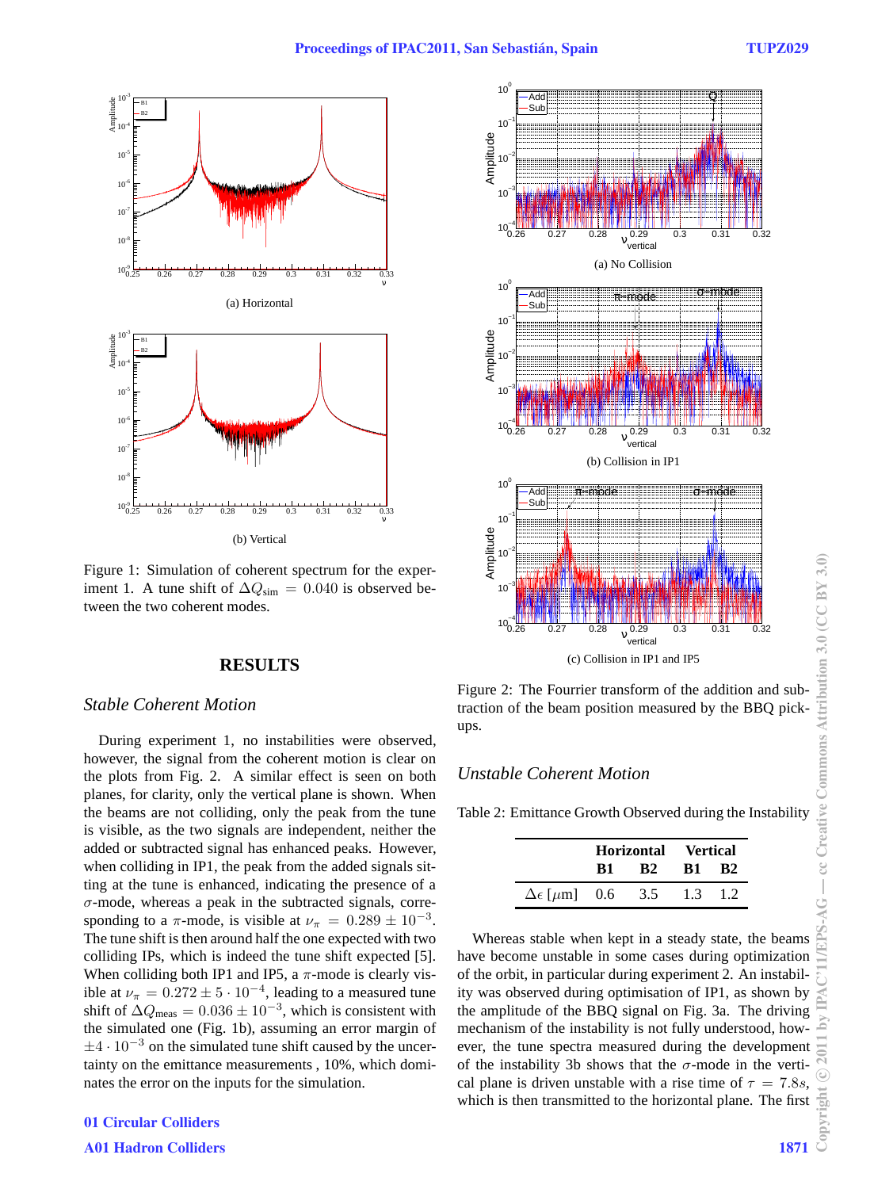(a) Horizontal

(b) Vertical

Figure 1: Simulation of coherent spectrum for the experiment 1. A tune shift of $\Delta Q_{\mathrm{sim}} = 0.040$ is observed between the two coherent modes.

## RESULTS

### *Stable Coherent Motion*

During experiment 1, no instabilities were observed, however, the signal from the coherent motion is clear on the plots from Fig. 2. A similar effect is seen on both planes, for clarity, only the vertical plane is shown. When the beams are not colliding, only the peak from the tune is visible, as the two signals are independent, neither the added or subtracted signal has enhanced peaks. However, when colliding in IP1, the peak from the added signals sitting at the tune is enhanced, indicating the presence of a $\sigma$-mode, whereas a peak in the subtracted signals, corresponding to a $\pi$-mode, is visible at $\nu_\pi = 0.289 \pm 10^{-3}$. The tune shift is then around half the one expected with two colliding IPs, which is indeed the tune shift expected [5]. When colliding both IP1 and IP5, a $\pi$-mode is clearly visible at $\nu_\pi = 0.272 \pm 5 \cdot 10^{-4}$, leading to a measured tune shift of $\Delta Q_{\mathrm{meas}} = 0.036 \pm 10^{-3}$, which is consistent with the simulated one (Fig. 1b), assuming an error margin of $\pm 4 \cdot 10^{-3}$ on the simulated tune shift caused by the uncertainty on the emittance measurements , 10%, which dominates the error on the inputs for the simulation.

(a) No Collision

(b) Collision in IP1

(c) Collision in IP1 and IP5

Figure 2: The Fourrier transform of the addition and subtraction of the beam position measured by the BBQ pickups.

### *Unstable Coherent Motion*

Table 2: Emittance Growth Observed during the Instability

| | Horizontal | | Vertical | |
|---|---|---|---|---|
| | **B1** | **B2** | **B1** | **B2** |
| $\Delta\epsilon$ [$\mu$m] | 0.6 | 3.5 | 1.3 | 1.2 |

Whereas stable when kept in a steady state, the beams have become unstable in some cases during optimization of the orbit, in particular during experiment 2. An instability was observed during optimisation of IP1, as shown by the amplitude of the BBQ signal on Fig. 3a. The driving mechanism of the instability is not fully understood, however, the tune spectra measured during the development of the instability 3b shows that the $\sigma$-mode in the vertical plane is driven unstable with a rise time of $\tau = 7.8s$, which is then transmitted to the horizontal plane. The first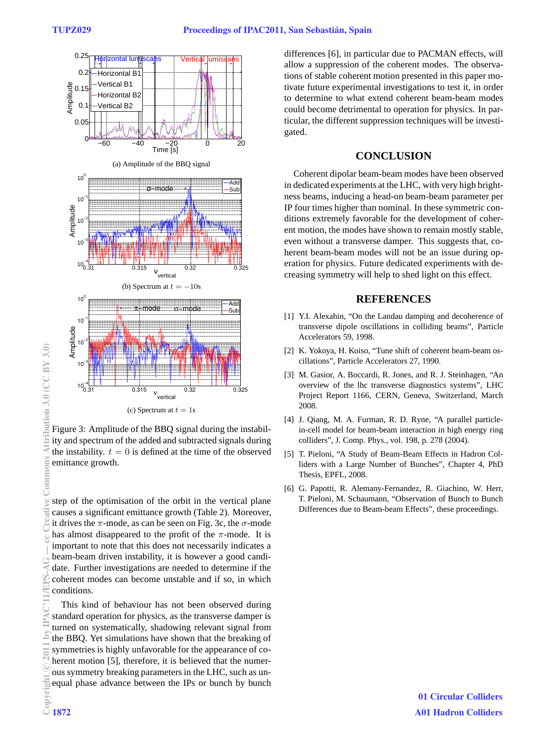0.25
Horizontal lumiscans
Vertical lumiscans
0.2
Horizontal B1
Vertical B1
Horizontal B2
Vertical B2
0.15
0.1
0.05
0
Amplitude
−60
−40
−20
0
20
Time [s]

(a) Amplitude of the BBQ signal

$10^{0}$
$10^{-1}$
$10^{-2}$
$10^{-3}$
$10^{-4}$
Amplitude
σ-mode
Add
Sub
0.31
0.315
0.32
0.325
$\nu_{vertical}$

(b) Spectrum at $t = -10$s

$10^{0}$
$10^{-1}$
$10^{-2}$
$10^{-3}$
$10^{-4}$
Amplitude
π-mode
σ-mode
Add
Sub
0.31
0.315
0.32
0.325
$\nu_{vertical}$

(c) Spectrum at $t = 1$s

Figure 3: Amplitude of the BBQ signal during the instability and spectrum of the added and subtracted signals during the instability. $t = 0$ is defined at the time of the observed emittance growth.

step of the optimisation of the orbit in the vertical plane causes a significant emittance growth (Table 2). Moreover, it drives the $\pi$-mode, as can be seen on Fig. 3c, the $\sigma$-mode has almost disappeared to the profit of the $\pi$-mode. It is important to note that this does not necessarily indicates a beam-beam driven instability, it is however a good candidate. Further investigations are needed to determine if the coherent modes can become unstable and if so, in which conditions.

This kind of behaviour has not been observed during standard operation for physics, as the transverse damper is turned on systematically, shadowing relevant signal from the BBQ. Yet simulations have shown that the breaking of symmetries is highly unfavorable for the appearance of coherent motion [5], therefore, it is believed that the numerous symmetry breaking parameters in the LHC, such as unequal phase advance between the IPs or bunch by bunch differences [6], in particular due to PACMAN effects, will allow a suppression of the coherent modes. The observations of stable coherent motion presented in this paper motivate future experimental investigations to test it, in order to determine to what extend coherent beam-beam modes could become detrimental to operation for physics. In particular, the different suppression techniques will be investigated.

## CONCLUSION

Coherent dipolar beam-beam modes have been observed in dedicated experiments at the LHC, with very high brightness beams, inducing a head-on beam-beam parameter per IP four times higher than nominal. In these symmetric conditions extremely favorable for the development of coherent motion, the modes have shown to remain mostly stable, even without a transverse damper. This suggests that, coherent beam-beam modes will not be an issue during operation for physics. Future dedicated experiments with decreasing symmetry will help to shed light on this effect.

## REFERENCES

[1] Y.I. Alexahin, "On the Landau damping and decoherence of transverse dipole oscillations in colliding beams", Particle Accelerators 59, 1998.

[2] K. Yokoya, H. Koiso, "Tune shift of coherent beam-beam oscillations", Particle Accelerators 27, 1990.

[3] M. Gasior, A. Boccardi, R. Jones, and R. J. Steinhagen, "An overview of the lhc transverse diagnostics systems", LHC Project Report 1166, CERN, Geneva, Switzerland, March 2008.

[4] J. Qiang, M. A. Furman, R. D. Ryne, "A parallel particle-in-cell model for beam-beam interaction in high energy ring colliders", J. Comp. Phys., vol. 198, p. 278 (2004).

[5] T. Pieloni, "A Study of Beam-Beam Effects in Hadron Colliders with a Large Number of Bunches", Chapter 4, PhD Thesis, EPFL, 2008.

[6] G. Papotti, R. Alemany-Fernandez, R. Giachino, W. Herr, T. Pieloni, M. Schaumann, "Observation of Bunch to Bunch Differences due to Beam-beam Effects", these proceedings.